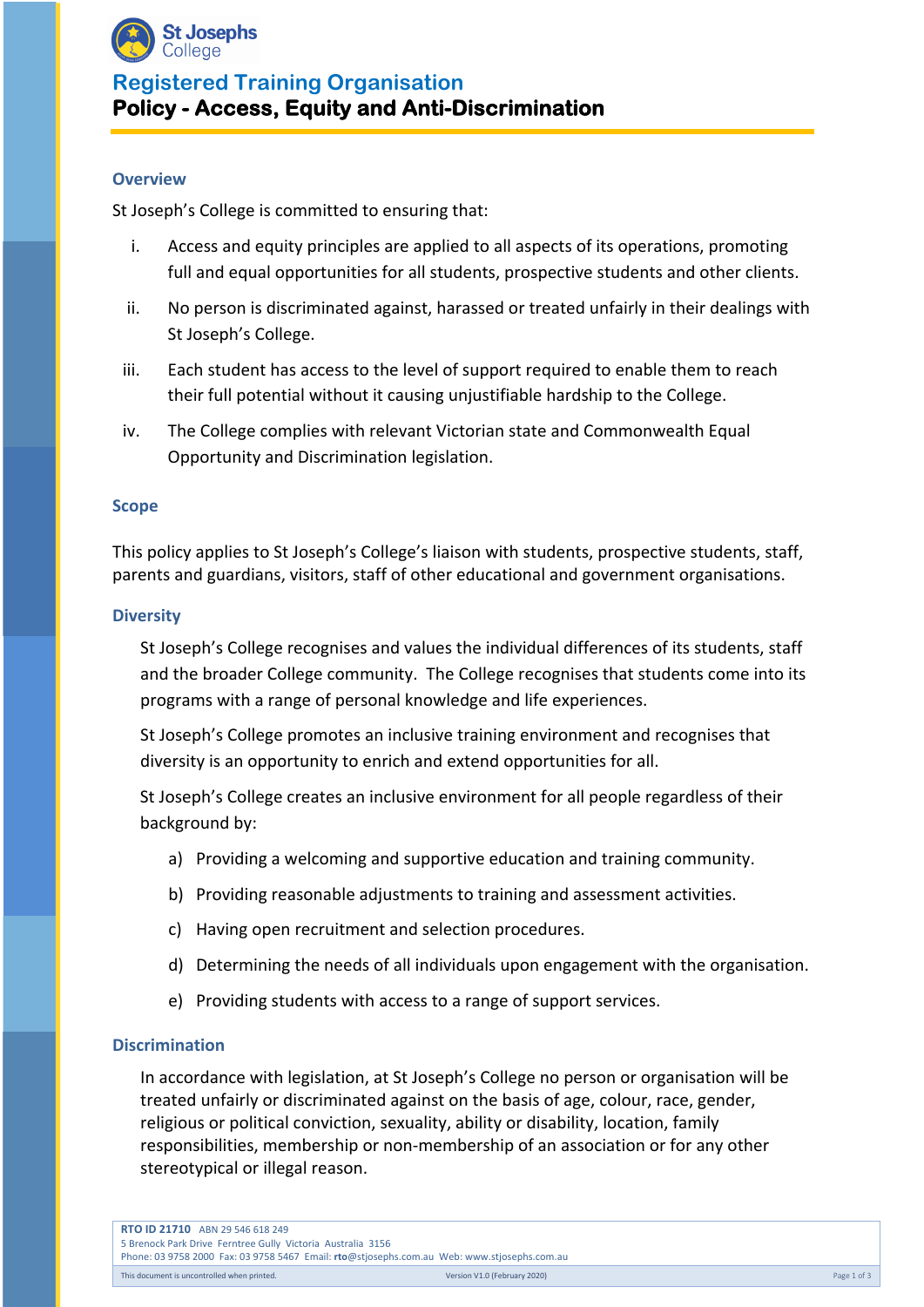St Josephs College

# Registered Training Organisation

# Policy - Access, Equity and Anti-Discrimination

## Overview

St Joseph's College is committed to ensuring that:

i. Access and equity principles are applied to all aspects of its operations, promoting full and equal opportunities for all students, prospective students and other clients.

ii. No person is discriminated against, harassed or treated unfairly in their dealings with St Joseph's College.

iii. Each student has access to the level of support required to enable them to reach their full potential without it causing unjustifiable hardship to the College.

iv. The College complies with relevant Victorian state and Commonwealth Equal Opportunity and Discrimination legislation.

## Scope

This policy applies to St Joseph's College's liaison with students, prospective students, staff, parents and guardians, visitors, staff of other educational and government organisations.

## Diversity

St Joseph's College recognises and values the individual differences of its students, staff and the broader College community. The College recognises that students come into its programs with a range of personal knowledge and life experiences.

St Joseph's College promotes an inclusive training environment and recognises that diversity is an opportunity to enrich and extend opportunities for all.

St Joseph's College creates an inclusive environment for all people regardless of their background by:

a) Providing a welcoming and supportive education and training community.

b) Providing reasonable adjustments to training and assessment activities.

c) Having open recruitment and selection procedures.

d) Determining the needs of all individuals upon engagement with the organisation.

e) Providing students with access to a range of support services.

## Discrimination

In accordance with legislation, at St Joseph's College no person or organisation will be treated unfairly or discriminated against on the basis of age, colour, race, gender, religious or political conviction, sexuality, ability or disability, location, family responsibilities, membership or non-membership of an association or for any other stereotypical or illegal reason.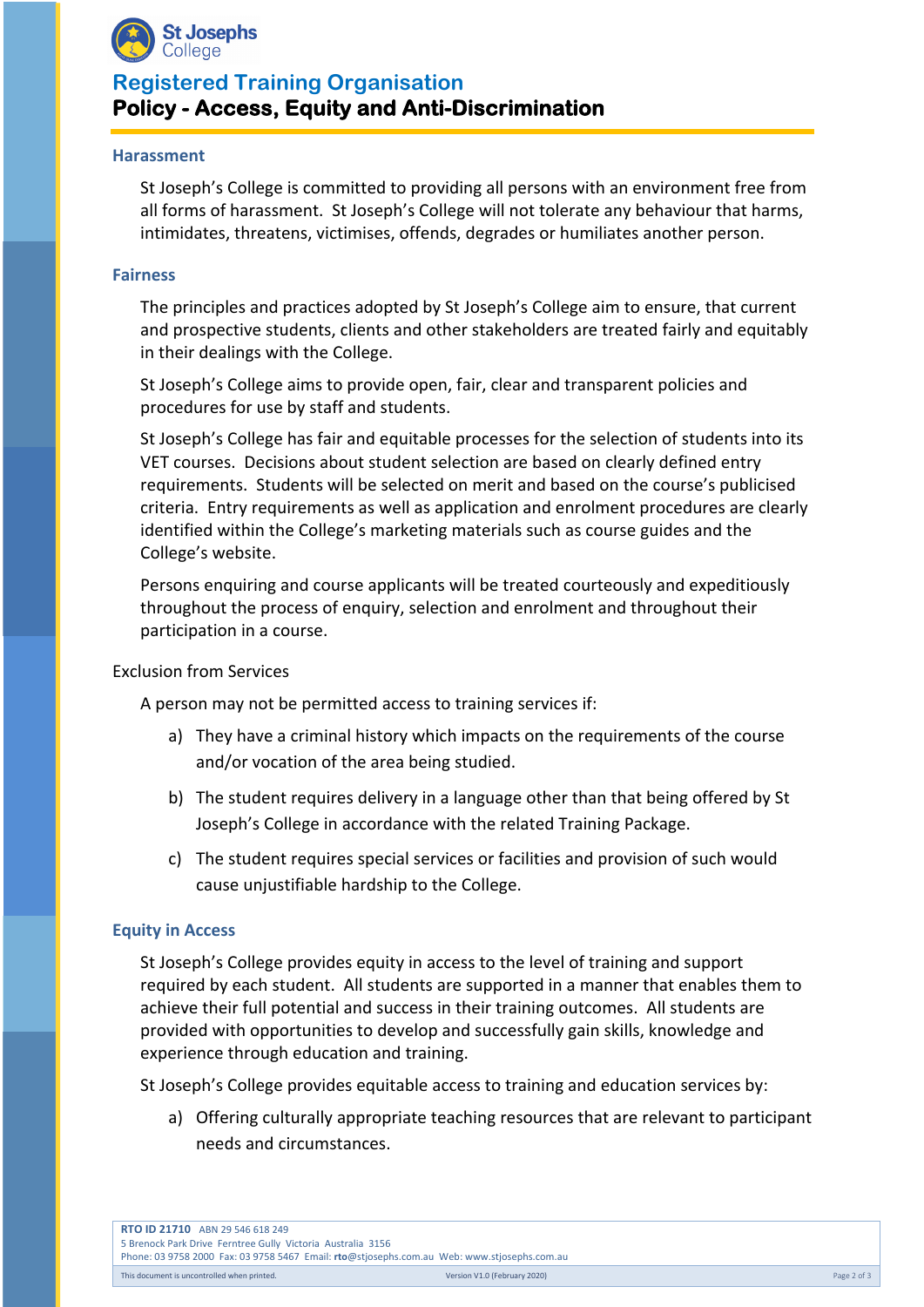## Harassment

St Joseph's College is committed to providing all persons with an environment free from all forms of harassment. St Joseph's College will not tolerate any behaviour that harms, intimidates, threatens, victimises, offends, degrades or humiliates another person.

## Fairness

The principles and practices adopted by St Joseph's College aim to ensure, that current and prospective students, clients and other stakeholders are treated fairly and equitably in their dealings with the College.

St Joseph's College aims to provide open, fair, clear and transparent policies and procedures for use by staff and students.

St Joseph's College has fair and equitable processes for the selection of students into its VET courses. Decisions about student selection are based on clearly defined entry requirements. Students will be selected on merit and based on the course's publicised criteria. Entry requirements as well as application and enrolment procedures are clearly identified within the College's marketing materials such as course guides and the College's website.

Persons enquiring and course applicants will be treated courteously and expeditiously throughout the process of enquiry, selection and enrolment and throughout their participation in a course.

Exclusion from Services

A person may not be permitted access to training services if:

a) They have a criminal history which impacts on the requirements of the course and/or vocation of the area being studied.

b) The student requires delivery in a language other than that being offered by St Joseph's College in accordance with the related Training Package.

c) The student requires special services or facilities and provision of such would cause unjustifiable hardship to the College.

## Equity in Access

St Joseph's College provides equity in access to the level of training and support required by each student. All students are supported in a manner that enables them to achieve their full potential and success in their training outcomes. All students are provided with opportunities to develop and successfully gain skills, knowledge and experience through education and training.

St Joseph's College provides equitable access to training and education services by:

a) Offering culturally appropriate teaching resources that are relevant to participant needs and circumstances.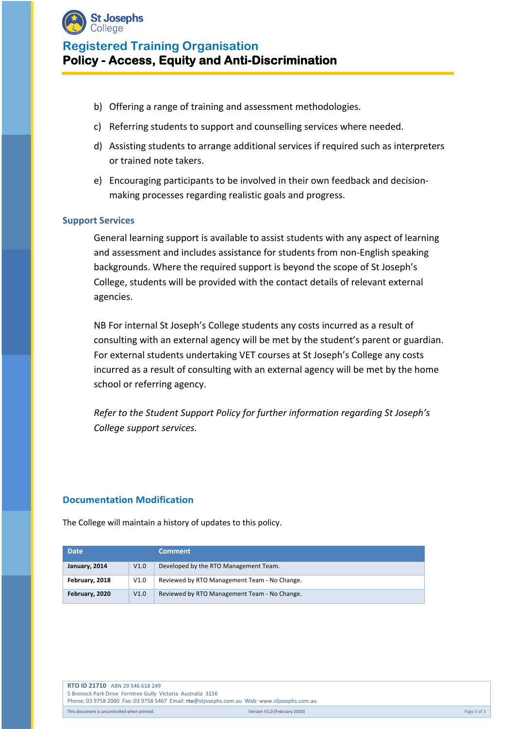b) Offering a range of training and assessment methodologies.

c) Referring students to support and counselling services where needed.

d) Assisting students to arrange additional services if required such as interpreters or trained note takers.

e) Encouraging participants to be involved in their own feedback and decision-making processes regarding realistic goals and progress.

### Support Services

General learning support is available to assist students with any aspect of learning and assessment and includes assistance for students from non-English speaking backgrounds. Where the required support is beyond the scope of St Joseph's College, students will be provided with the contact details of relevant external agencies.

NB For internal St Joseph's College students any costs incurred as a result of consulting with an external agency will be met by the student's parent or guardian. For external students undertaking VET courses at St Joseph's College any costs incurred as a result of consulting with an external agency will be met by the home school or referring agency.

*Refer to the Student Support Policy for further information regarding St Joseph's College support services.*

### Documentation Modification

The College will maintain a history of updates to this policy.

| Date | | Comment |
|---|---|---|
| **January, 2014** | V1.0 | Developed by the RTO Management Team. |
| **February, 2018** | V1.0 | Reviewed by RTO Management Team - No Change. |
| **February, 2020** | V1.0 | Reviewed by RTO Management Team - No Change. |